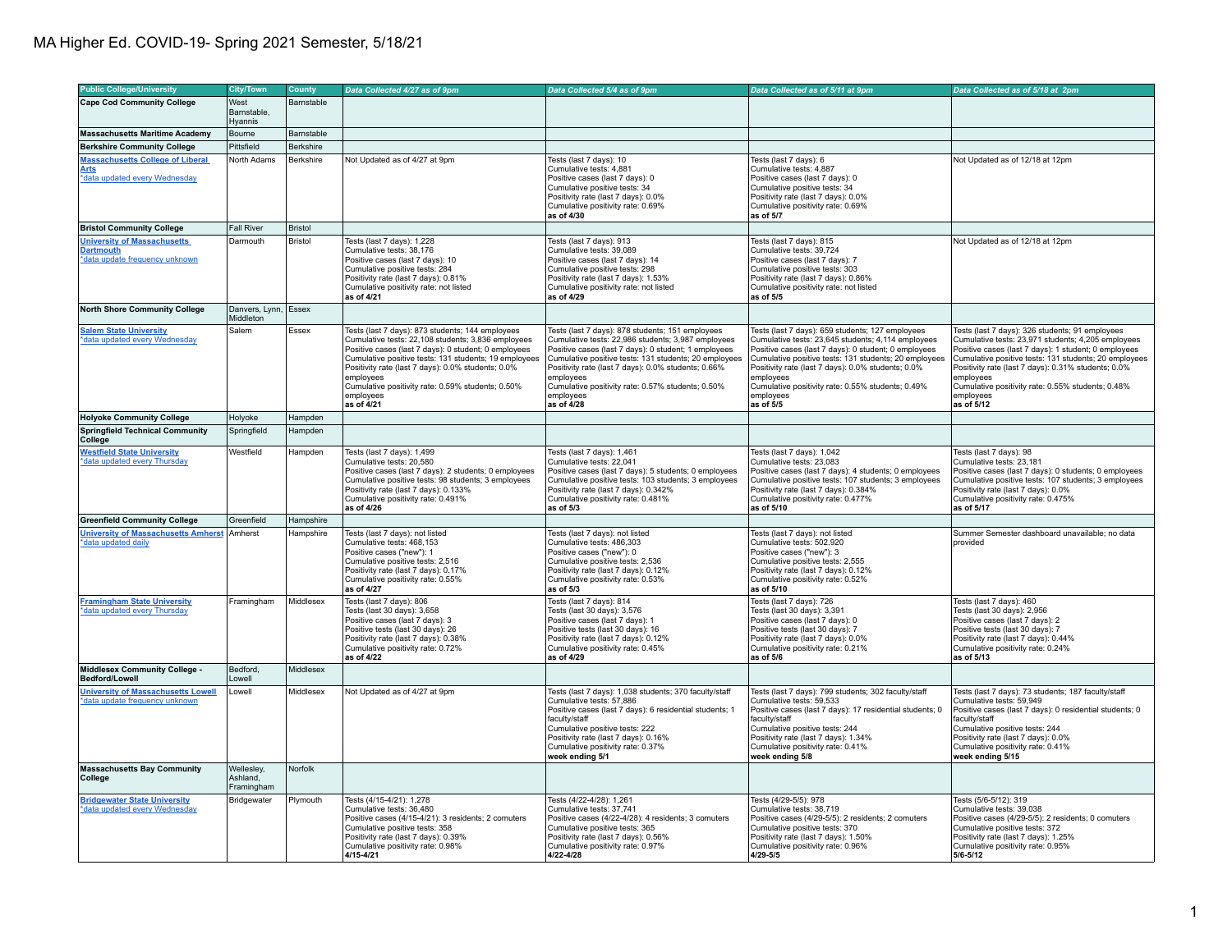# MA Higher Ed. COVID-19- Spring 2021 Semester, 5/18/21

| Public College/University | City/Town | County | Data Collected 4/27 as of 9pm | Data Collected 5/4 as of 9pm | Data Collected as of 5/11 at 9pm | Data Collected as of 5/18 at 2pm |
|---|---|---|---|---|---|---|
| **Cape Cod Community College** | West Barnstable, Hyannis | Barnstable | | | | |
| **Massachusetts Maritime Academy** | Bourne | Barnstable | | | | |
| **Berkshire Community College** | Pittsfield | Berkshire | | | | |
| **Massachusetts College of Liberal Arts** *data updated every Wednesday | North Adams | Berkshire | Not Updated as of 4/27 at 9pm | Tests (last 7 days): 10<br>Cumulative tests: 4,881<br>Positive cases (last 7 days): 0<br>Cumulative positive tests: 34<br>Positivity rate (last 7 days): 0.0%<br>Cumulative positivity rate: 0.69%<br>**as of 4/30** | Tests (last 7 days): 6<br>Cumulative tests: 4,887<br>Positive cases (last 7 days): 0<br>Cumulative positive tests: 34<br>Positivity rate (last 7 days): 0.0%<br>Cumulative positivity rate: 0.69%<br>**as of 5/7** | Not Updated as of 12/18 at 12pm |
| **Bristol Community College** | Fall River | Bristol | | | | |
| **University of Massachusetts Dartmouth** *data update frequency unknown | Darmouth | Bristol | Tests (last 7 days): 1,228<br>Cumulative tests: 38,176<br>Positive cases (last 7 days): 10<br>Cumulative positive tests: 284<br>Positivity rate (last 7 days): 0.81%<br>Cumulative positivity rate: not listed<br>**as of 4/21** | Tests (last 7 days): 913<br>Cumulative tests: 39,089<br>Positive cases (last 7 days): 14<br>Cumulative positive tests: 298<br>Positivity rate (last 7 days): 1.53%<br>Cumulative positivity rate: not listed<br>**as of 4/29** | Tests (last 7 days): 815<br>Cumulative tests: 39,724<br>Positive cases (last 7 days): 7<br>Cumulative positive tests: 303<br>Positivity rate (last 7 days): 0.86%<br>Cumulative positivity rate: not listed<br>**as of 5/5** | Not Updated as of 12/18 at 12pm |
| **North Shore Community College** | Danvers, Lynn, Middleton | Essex | | | | |
| **Salem State University** *data updated every Wednesday | Salem | Essex | Tests (last 7 days): 873 students; 144 employees<br>Cumulative tests: 22,108 students; 3,836 employees<br>Positive cases (last 7 days): 0 student; 0 employees<br>Cumulative positive tests: 131 students; 19 employees<br>Positivity rate (last 7 days): 0.0% students; 0.0% employees<br>Cumulative positivity rate: 0.59% students; 0.50% employees<br>**as of 4/21** | Tests (last 7 days): 878 students; 151 employees<br>Cumulative tests: 22,986 students; 3,987 employees<br>Positive cases (last 7 days): 0 student; 1 employees<br>Cumulative positive tests: 131 students; 20 employees<br>Positivity rate (last 7 days): 0.0% students; 0.66% employees<br>Cumulative positivity rate: 0.57% students; 0.50% employees<br>**as of 4/28** | Tests (last 7 days): 659 students; 127 employees<br>Cumulative tests: 23,645 students; 4,114 employees<br>Positive cases (last 7 days): 0 student; 0 employees<br>Cumulative positive tests: 131 students; 20 employees<br>Positivity rate (last 7 days): 0.0% students; 0.0% employees<br>Cumulative positivity rate: 0.55% students; 0.49% employees<br>**as of 5/5** | Tests (last 7 days): 326 students; 91 employees<br>Cumulative tests: 23,971 students; 4,205 employees<br>Positive cases (last 7 days): 1 student; 0 employees<br>Cumulative positive tests: 131 students; 20 employees<br>Positivity rate (last 7 days): 0.31% students; 0.0% employees<br>Cumulative positivity rate: 0.55% students; 0.48% employees<br>**as of 5/12** |
| **Holyoke Community College** | Holyoke | Hampden | | | | |
| **Springfield Technical Community College** | Springfield | Hampden | | | | |
| **Westfield State University** *data updated every Thursday | Westfield | Hampden | Tests (last 7 days): 1,499<br>Cumulative tests: 20,580<br>Positive cases (last 7 days): 2 students; 0 employees<br>Cumulative positive tests: 98 students; 3 employees<br>Positivity rate (last 7 days): 0.133%<br>Cumulative positivity rate: 0.491%<br>**as of 4/26** | Tests (last 7 days): 1,461<br>Cumulative tests: 22,041<br>Positive cases (last 7 days): 5 students; 0 employees<br>Cumulative positive tests: 103 students; 3 employees<br>Positivity rate (last 7 days): 0.342%<br>Cumulative positivity rate: 0.481%<br>**as of 5/3** | Tests (last 7 days): 1,042<br>Cumulative tests: 23,083<br>Positive cases (last 7 days): 4 students; 0 employees<br>Cumulative positive tests: 107 students; 3 employees<br>Positivity rate (last 7 days): 0.384%<br>Cumulative positivity rate: 0.477%<br>**as of 5/10** | Tests (last 7 days): 98<br>Cumulative tests: 23,181<br>Positive cases (last 7 days): 0 students; 0 employees<br>Cumulative positive tests: 107 students; 3 employees<br>Positivity rate (last 7 days): 0.0%<br>Cumulative positivity rate: 0.475%<br>**as of 5/17** |
| **Greenfield Community College** | Greenfield | Hampshire | | | | |
| **University of Massachusetts Amherst** *data updated daily | Amherst | Hampshire | Tests (last 7 days): not listed<br>Cumulative tests: 468,153<br>Positive cases ("new"): 1<br>Cumulative positive tests: 2,516<br>Positivity rate (last 7 days): 0.17%<br>Cumulative positivity rate: 0.55%<br>**as of 4/27** | Tests (last 7 days): not listed<br>Cumulative tests: 486,303<br>Positive cases ("new"): 0<br>Cumulative positive tests: 2,536<br>Positivity rate (last 7 days): 0.12%<br>Cumulative positivity rate: 0.53%<br>**as of 5/3** | Tests (last 7 days): not listed<br>Cumulative tests: 502,920<br>Positive cases ("new"): 3<br>Cumulative positive tests: 2,555<br>Positivity rate (last 7 days): 0.12%<br>Cumulative positivity rate: 0.52%<br>**as of 5/10** | Summer Semester dashboard unavailable; no data provided |
| **Framingham State University** *data updated every Thursday | Framingham | Middlesex | Tests (last 7 days): 806<br>Tests (last 30 days): 3,658<br>Positive cases (last 7 days): 3<br>Positive tests (last 30 days): 26<br>Positivity rate (last 7 days): 0.38%<br>Cumulative positivity rate: 0.72%<br>**as of 4/22** | Tests (last 7 days): 814<br>Tests (last 30 days): 3,576<br>Positive cases (last 7 days): 1<br>Positive tests (last 30 days): 16<br>Positivity rate (last 7 days): 0.12%<br>Cumulative positivity rate: 0.45%<br>**as of 4/29** | Tests (last 7 days): 726<br>Tests (last 30 days): 3,391<br>Positive cases (last 7 days): 0<br>Positive tests (last 30 days): 7<br>Positivity rate (last 7 days): 0.0%<br>Cumulative positivity rate: 0.21%<br>**as of 5/6** | Tests (last 7 days): 460<br>Tests (last 30 days): 2,956<br>Positive cases (last 7 days): 2<br>Positive tests (last 30 days): 7<br>Positivity rate (last 7 days): 0.44%<br>Cumulative positivity rate: 0.24%<br>**as of 5/13** |
| **Middlesex Community College - Bedford/Lowell** | Bedford, Lowell | Middlesex | | | | |
| **University of Massachusetts Lowell** *data update frequency unknown | Lowell | Middlesex | Not Updated as of 4/27 at 9pm | Tests (last 7 days): 1,038 students; 370 faculty/staff<br>Cumulative tests: 57,886<br>Positive cases (last 7 days): 6 residential students; 1 faculty/staff<br>Cumulative positive tests: 222<br>Positivity rate (last 7 days): 0.16%<br>Cumulative positivity rate: 0.37%<br>**week ending 5/1** | Tests (last 7 days): 799 students; 302 faculty/staff<br>Cumulative tests: 59,533<br>Positive cases (last 7 days): 17 residential students; 0 faculty/staff<br>Cumulative positive tests: 244<br>Positivity rate (last 7 days): 1.34%<br>Cumulative positivity rate: 0.41%<br>**week ending 5/8** | Tests (last 7 days): 73 students; 187 faculty/staff<br>Cumulative tests: 59,949<br>Positive cases (last 7 days): 0 residential students; 0 faculty/staff<br>Cumulative positive tests: 244<br>Positivity rate (last 7 days): 0.0%<br>Cumulative positivity rate: 0.41%<br>**week ending 5/15** |
| **Massachusetts Bay Community College** | Wellesley, Ashland, Framingham | Norfolk | | | | |
| **Bridgewater State University** *data updated every Wednesday | Bridgewater | Plymouth | Tests (4/15-4/21): 1,278<br>Cumulative tests: 36,480<br>Positive cases (4/15-4/21): 3 residents; 2 comuters<br>Cumulative positive tests: 358<br>Positivity rate (last 7 days): 0.39%<br>Cumulative positivity rate: 0.98%<br>**4/15-4/21** | Tests (4/22-4/28): 1,261<br>Cumulative tests: 37,741<br>Positive cases (4/22-4/28): 4 residents; 3 comuters<br>Cumulative positive tests: 365<br>Positivity rate (last 7 days): 0.56%<br>Cumulative positivity rate: 0.97%<br>**4/22-4/28** | Tests (4/29-5/5): 978<br>Cumulative tests: 38,719<br>Positive cases (4/29-5/5): 2 residents; 2 comuters<br>Cumulative positive tests: 370<br>Positivity rate (last 7 days): 1.50%<br>Cumulative positivity rate: 0.96%<br>**4/29-5/5** | Tests (5/6-5/12): 319<br>Cumulative tests: 39,038<br>Positive cases (4/29-5/5): 2 residents; 0 comuters<br>Cumulative positive tests: 372<br>Positivity rate (last 7 days): 1.25%<br>Cumulative positivity rate: 0.95%<br>**5/6-5/12** |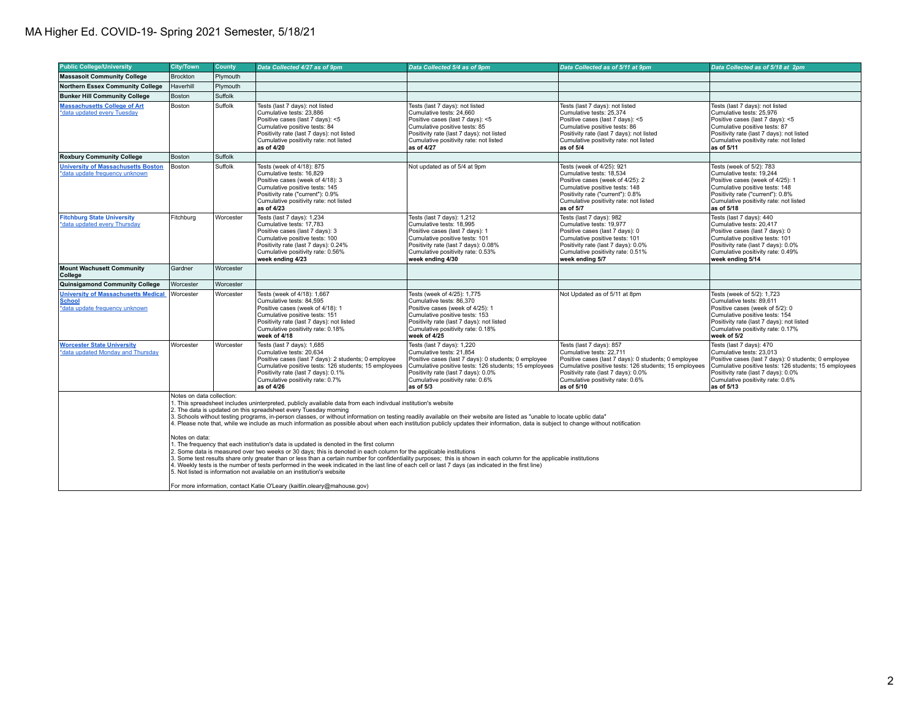# MA Higher Ed. COVID-19- Spring 2021 Semester, 5/18/21

| Public College/University | City/Town | County | Data Collected 4/27 as of 9pm | Data Collected 5/4 as of 9pm | Data Collected as of 5/11 at 9pm | Data Collected as of 5/18 at 2pm |
|---|---|---|---|---|---|---|
| **Massasoit Community College** | Brockton | Plymouth | | | | |
| **Northern Essex Community College** | Haverhill | Plymouth | | | | |
| **Bunker Hill Community College** | Boston | Suffolk | | | | |
| **Massachusetts College of Art** *data updated every Tuesday | Boston | Suffolk | Tests (last 7 days): not listed<br>Cumulative tests: 23,886<br>Positive cases (last 7 days): <5<br>Cumulative positive tests: 84<br>Positivity rate (last 7 days): not listed<br>Cumulative positivity rate: not listed<br>**as of 4/20** | Tests (last 7 days): not listed<br>Cumulative tests: 24,660<br>Positive cases (last 7 days): <5<br>Cumulative positive tests: 85<br>Positivity rate (last 7 days): not listed<br>Cumulative positivity rate: not listed<br>**as of 4/27** | Tests (last 7 days): not listed<br>Cumulative tests: 25,374<br>Positive cases (last 7 days): <5<br>Cumulative positive tests: 86<br>Positivity rate (last 7 days): not listed<br>Cumulative positivity rate: not listed<br>**as of 5/4** | Tests (last 7 days): not listed<br>Cumulative tests: 25,976<br>Positive cases (last 7 days): <5<br>Cumulative positive tests: 87<br>Positivity rate (last 7 days): not listed<br>Cumulative positivity rate: not listed<br>**as of 5/11** |
| **Roxbury Community College** | Boston | Suffolk | | | | |
| **University of Massachusetts Boston** *data update frequency unknown | Boston | Suffolk | Tests (week of 4/18): 875<br>Cumulative tests: 16,829<br>Positive cases (week of 4/18): 3<br>Cumulative positive tests: 145<br>Positivity rate ("current"): 0.9%<br>Cumulative positivity rate: not listed<br>**as of 4/23** | Not updated as of 5/4 at 9pm | Tests (week of 4/25): 921<br>Cumulative tests: 18,534<br>Positive cases (week of 4/25): 2<br>Cumulative positive tests: 148<br>Positivity rate ("current"): 0.8%<br>Cumulative positivity rate: not listed<br>**as of 5/7** | Tests (week of 5/2): 783<br>Cumulative tests: 19,244<br>Positive cases (week of 4/25): 1<br>Cumulative positive tests: 148<br>Positivity rate ("current"): 0.8%<br>Cumulative positivity rate: not listed<br>**as of 5/18** |
| **Fitchburg State University** *data updated every Thursday | Fitchburg | Worcester | Tests (last 7 days): 1,234<br>Cumulative tests: 17,783<br>Positive cases (last 7 days): 3<br>Cumulative positive tests: 100<br>Positivity rate (last 7 days): 0.24%<br>Cumulative positivity rate: 0.56%<br>**week ending 4/23** | Tests (last 7 days): 1,212<br>Cumulative tests: 18,995<br>Positive cases (last 7 days): 1<br>Cumulative positive tests: 101<br>Positivity rate (last 7 days): 0.08%<br>Cumulative positivity rate: 0.53%<br>**week ending 4/30** | Tests (last 7 days): 982<br>Cumulative tests: 19,977<br>Positive cases (last 7 days): 0<br>Cumulative positive tests: 101<br>Positivity rate (last 7 days): 0.0%<br>Cumulative positivity rate: 0.51%<br>**week ending 5/7** | Tests (last 7 days): 440<br>Cumulative tests: 20,417<br>Positive cases (last 7 days): 0<br>Cumulative positive tests: 101<br>Positivity rate (last 7 days): 0.0%<br>Cumulative positivity rate: 0.49%<br>**week ending 5/14** |
| **Mount Wachusett Community College** | Gardner | Worcester | | | | |
| **Quinsigamond Community College** | Worcester | Worcester | | | | |
| **University of Massachusetts Medical School** *data update frequency unknown | Worcester | Worcester | Tests (week of 4/18): 1,667<br>Cumulative tests: 84,595<br>Positive cases (week of 4/18): 1<br>Cumulative positive tests: 151<br>Positivity rate (last 7 days): not listed<br>Cumulative positivity rate: 0.18%<br>**week of 4/18** | Tests (week of 4/25): 1,775<br>Cumulative tests: 86,370<br>Positive cases (week of 4/25): 1<br>Cumulative positive tests: 153<br>Positivity rate (last 7 days): not listed<br>Cumulative positivity rate: 0.18%<br>**week of 4/25** | Not Updated as of 5/11 at 8pm | Tests (week of 5/2): 1,723<br>Cumulative tests: 89,611<br>Positive cases (week of 5/2): 0<br>Cumulative positive tests: 154<br>Positivity rate (last 7 days): not listed<br>Cumulative positivity rate: 0.17%<br>**week of 5/2** |
| **Worcester State University** *data updated Monday and Thursday | Worcester | Worcester | Tests (last 7 days): 1,685<br>Cumulative tests: 20,634<br>Positive cases (last 7 days): 2 students; 0 employee<br>Cumulative positive tests: 126 students; 15 employees<br>Positivity rate (last 7 days): 0.1%<br>Cumulative positivity rate: 0.7%<br>**as of 4/26** | Tests (last 7 days): 1,220<br>Cumulative tests: 21,854<br>Positive cases (last 7 days): 0 students; 0 employee<br>Cumulative positive tests: 126 students; 15 employees<br>Positivity rate (last 7 days): 0.0%<br>Cumulative positivity rate: 0.6%<br>**as of 5/3** | Tests (last 7 days): 857<br>Cumulative tests: 22,711<br>Positive cases (last 7 days): 0 students; 0 employee<br>Cumulative positive tests: 126 students; 15 employees<br>Positivity rate (last 7 days): 0.0%<br>Cumulative positivity rate: 0.6%<br>**as of 5/10** | Tests (last 7 days): 470<br>Cumulative tests: 23,013<br>Positive cases (last 7 days): 0 students; 0 employee<br>Cumulative positive tests: 126 students; 15 employees<br>Positivity rate (last 7 days): 0.0%<br>Cumulative positivity rate: 0.6%<br>**as of 5/13** |

Notes on data collection:
1. This spreadsheet includes uninterpreted, publicly available data from each indivdual institution's website
2. The data is updated on this spreadsheet every Tuesday morning
3. Schools without testing programs, in-person classes, or without information on testing readily available on their website are listed as "unable to locate upblic data"
4. Please note that, while we include as much information as possible about when each institution publicly updates their information, data is subject to change without notification

Notes on data:
1. The frequency that each institution's data is updated is denoted in the first column
2. Some data is measured over two weeks or 30 days; this is denoted in each column for the applicable institutions
3. Some test results share only greater than or less than a certain number for confidentiality purposes; this is shown in each column for the applicable institutions
4. Weekly tests is the number of tests performed in the week indicated in the last line of each cell or last 7 days (as indicated in the first line)
5. Not listed is information not available on an institution's website

For more information, contact Katie O'Leary (kaitlin.oleary@mahouse.gov)